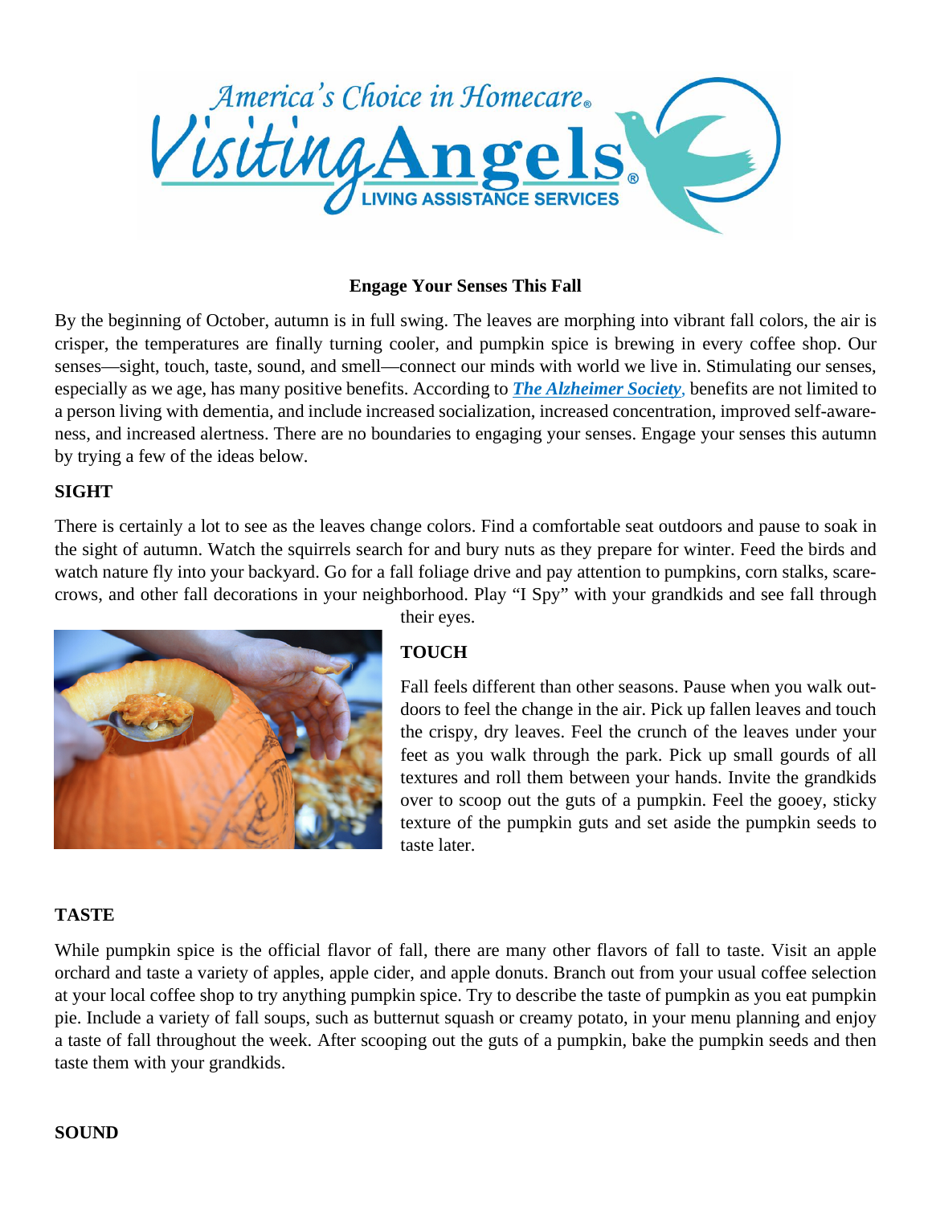**Engage Your Senses This Fall**

By the beginning of October, autumn is in full swing. The leaves are morphing into vibrant fall colors, the air is crisper, the temperatures are finally turning cooler, and pumpkin spice is brewing in every coffee shop. Our senses—sight, touch, taste, sound, and smell—connect our minds with world we live in. Stimulating our senses, especially as we age, has many positive benefits. According to ***The Alzheimer Society***, benefits are not limited to a person living with dementia, and include increased socialization, increased concentration, improved self-awareness, and increased alertness. There are no boundaries to engaging your senses. Engage your senses this autumn by trying a few of the ideas below.

**SIGHT**

There is certainly a lot to see as the leaves change colors. Find a comfortable seat outdoors and pause to soak in the sight of autumn. Watch the squirrels search for and bury nuts as they prepare for winter. Feed the birds and watch nature fly into your backyard. Go for a fall foliage drive and pay attention to pumpkins, corn stalks, scarecrows, and other fall decorations in your neighborhood. Play "I Spy" with your grandkids and see fall through their eyes.

**TOUCH**

Fall feels different than other seasons. Pause when you walk outdoors to feel the change in the air. Pick up fallen leaves and touch the crispy, dry leaves. Feel the crunch of the leaves under your feet as you walk through the park. Pick up small gourds of all textures and roll them between your hands. Invite the grandkids over to scoop out the guts of a pumpkin. Feel the gooey, sticky texture of the pumpkin guts and set aside the pumpkin seeds to taste later.

**TASTE**

While pumpkin spice is the official flavor of fall, there are many other flavors of fall to taste. Visit an apple orchard and taste a variety of apples, apple cider, and apple donuts. Branch out from your usual coffee selection at your local coffee shop to try anything pumpkin spice. Try to describe the taste of pumpkin as you eat pumpkin pie. Include a variety of fall soups, such as butternut squash or creamy potato, in your menu planning and enjoy a taste of fall throughout the week. After scooping out the guts of a pumpkin, bake the pumpkin seeds and then taste them with your grandkids.

**SOUND**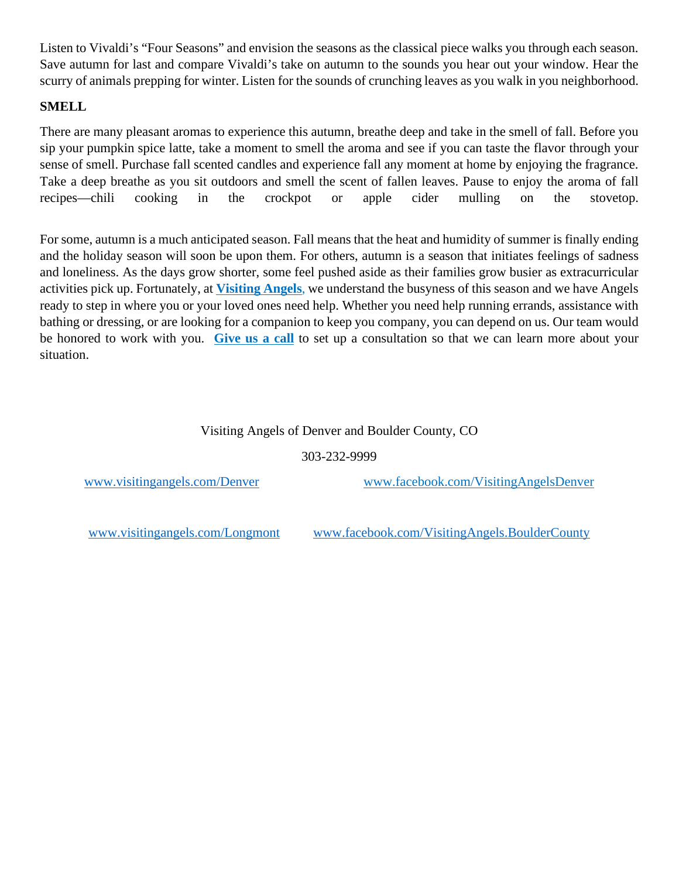Listen to Vivaldi's "Four Seasons" and envision the seasons as the classical piece walks you through each season. Save autumn for last and compare Vivaldi's take on autumn to the sounds you hear out your window. Hear the scurry of animals prepping for winter. Listen for the sounds of crunching leaves as you walk in you neighborhood.

**SMELL**

There are many pleasant aromas to experience this autumn, breathe deep and take in the smell of fall. Before you sip your pumpkin spice latte, take a moment to smell the aroma and see if you can taste the flavor through your sense of smell. Purchase fall scented candles and experience fall any moment at home by enjoying the fragrance. Take a deep breathe as you sit outdoors and smell the scent of fallen leaves. Pause to enjoy the aroma of fall recipes—chili cooking in the crockpot or apple cider mulling on the stovetop.

For some, autumn is a much anticipated season. Fall means that the heat and humidity of summer is finally ending and the holiday season will soon be upon them. For others, autumn is a season that initiates feelings of sadness and loneliness. As the days grow shorter, some feel pushed aside as their families grow busier as extracurricular activities pick up. Fortunately, at **Visiting Angels**, we understand the busyness of this season and we have Angels ready to step in where you or your loved ones need help. Whether you need help running errands, assistance with bathing or dressing, or are looking for a companion to keep you company, you can depend on us. Our team would be honored to work with you. **Give us a call** to set up a consultation so that we can learn more about your situation.

Visiting Angels of Denver and Boulder County, CO

303-232-9999

www.visitingangels.com/Denver www.facebook.com/VisitingAngelsDenver

www.visitingangels.com/Longmont www.facebook.com/VisitingAngels.BoulderCounty